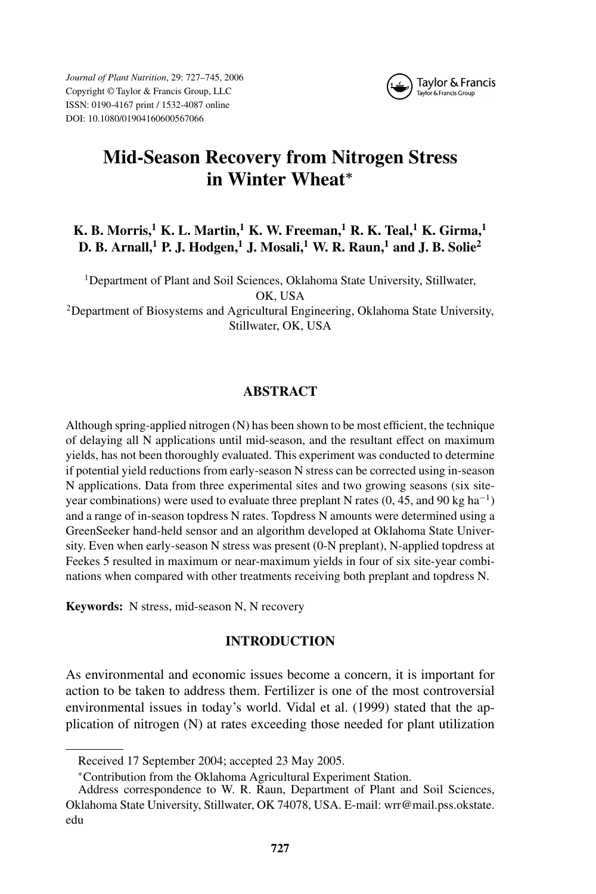# Mid-Season Recovery from Nitrogen Stress in Winter Wheat*

**K. B. Morris,[1] K. L. Martin,[1] K. W. Freeman,[1] R. K. Teal,[1] K. Girma,[1] D. B. Arnall,[1] P. J. Hodgen,[1] J. Mosali,[1] W. R. Raun,[1] and J. B. Solie[2]**

[1]Department of Plant and Soil Sciences, Oklahoma State University, Stillwater, OK, USA

[2]Department of Biosystems and Agricultural Engineering, Oklahoma State University, Stillwater, OK, USA

## ABSTRACT

Although spring-applied nitrogen (N) has been shown to be most efficient, the technique of delaying all N applications until mid-season, and the resultant effect on maximum yields, has not been thoroughly evaluated. This experiment was conducted to determine if potential yield reductions from early-season N stress can be corrected using in-season N applications. Data from three experimental sites and two growing seasons (six site-year combinations) were used to evaluate three preplant N rates (0, 45, and 90 kg ha$^{-1}$) and a range of in-season topdress N rates. Topdress N amounts were determined using a GreenSeeker hand-held sensor and an algorithm developed at Oklahoma State University. Even when early-season N stress was present (0-N preplant), N-applied topdress at Feekes 5 resulted in maximum or near-maximum yields in four of six site-year combinations when compared with other treatments receiving both preplant and topdress N.

**Keywords:** N stress, mid-season N, N recovery

## INTRODUCTION

As environmental and economic issues become a concern, it is important for action to be taken to address them. Fertilizer is one of the most controversial environmental issues in today's world. Vidal et al. (1999) stated that the application of nitrogen (N) at rates exceeding those needed for plant utilization

---

Received 17 September 2004; accepted 23 May 2005.

*Contribution from the Oklahoma Agricultural Experiment Station.

Address correspondence to W. R. Raun, Department of Plant and Soil Sciences, Oklahoma State University, Stillwater, OK 74078, USA. E-mail: wrr@mail.pss.okstate.edu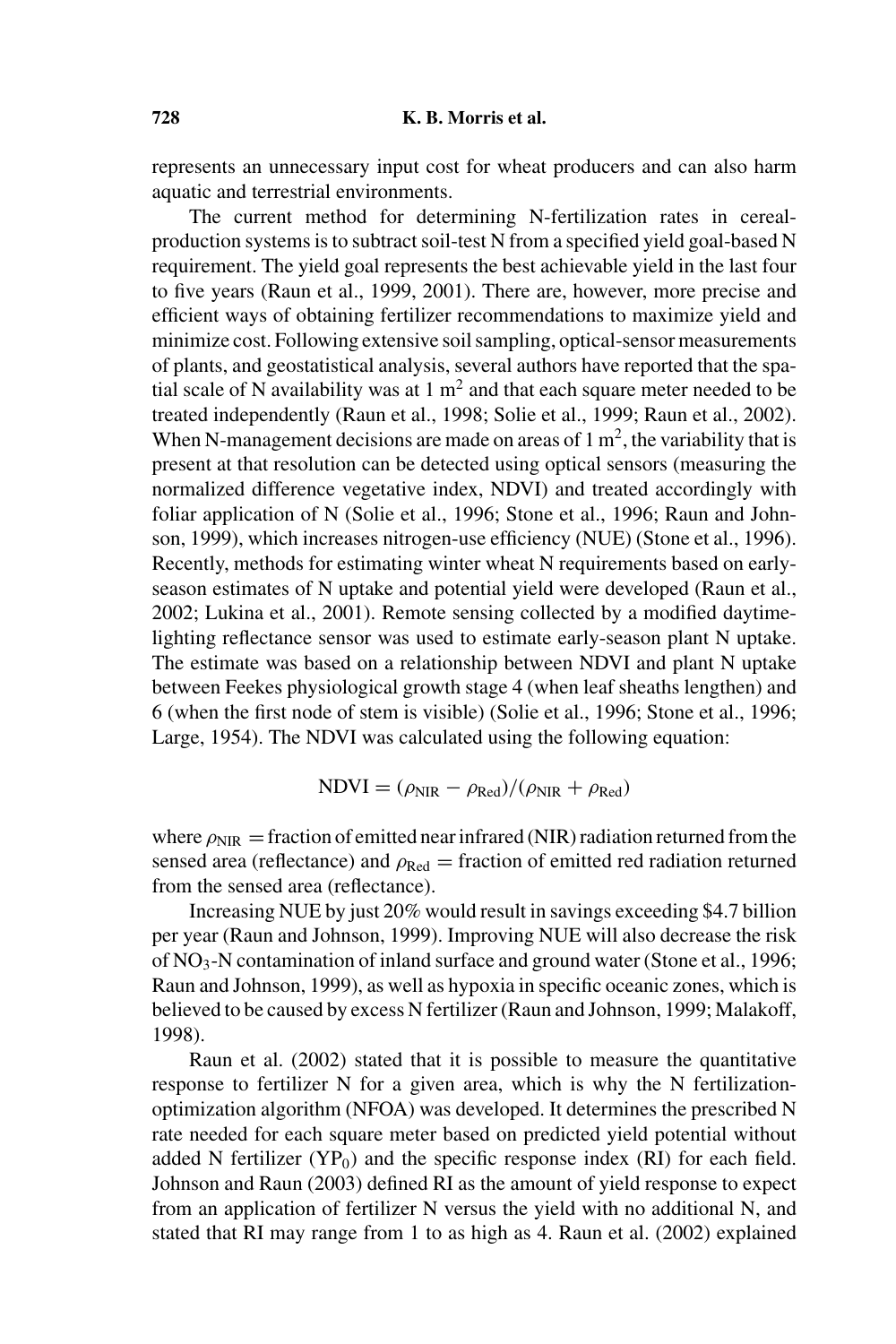represents an unnecessary input cost for wheat producers and can also harm aquatic and terrestrial environments.

The current method for determining N-fertilization rates in cereal-production systems is to subtract soil-test N from a specified yield goal-based N requirement. The yield goal represents the best achievable yield in the last four to five years (Raun et al., 1999, 2001). There are, however, more precise and efficient ways of obtaining fertilizer recommendations to maximize yield and minimize cost. Following extensive soil sampling, optical-sensor measurements of plants, and geostatistical analysis, several authors have reported that the spatial scale of N availability was at 1 $m^2$ and that each square meter needed to be treated independently (Raun et al., 1998; Solie et al., 1999; Raun et al., 2002). When N-management decisions are made on areas of 1 $m^2$, the variability that is present at that resolution can be detected using optical sensors (measuring the normalized difference vegetative index, NDVI) and treated accordingly with foliar application of N (Solie et al., 1996; Stone et al., 1996; Raun and Johnson, 1999), which increases nitrogen-use efficiency (NUE) (Stone et al., 1996). Recently, methods for estimating winter wheat N requirements based on early-season estimates of N uptake and potential yield were developed (Raun et al., 2002; Lukina et al., 2001). Remote sensing collected by a modified daytime-lighting reflectance sensor was used to estimate early-season plant N uptake. The estimate was based on a relationship between NDVI and plant N uptake between Feekes physiological growth stage 4 (when leaf sheaths lengthen) and 6 (when the first node of stem is visible) (Solie et al., 1996; Stone et al., 1996; Large, 1954). The NDVI was calculated using the following equation:

$$\text{NDVI} = (\rho_{\text{NIR}} - \rho_{\text{Red}})/(\rho_{\text{NIR}} + \rho_{\text{Red}})$$

where $\rho_{\text{NIR}}$ = fraction of emitted near infrared (NIR) radiation returned from the sensed area (reflectance) and $\rho_{\text{Red}}$ = fraction of emitted red radiation returned from the sensed area (reflectance).

Increasing NUE by just 20% would result in savings exceeding \$4.7 billion per year (Raun and Johnson, 1999). Improving NUE will also decrease the risk of $NO_3$-N contamination of inland surface and ground water (Stone et al., 1996; Raun and Johnson, 1999), as well as hypoxia in specific oceanic zones, which is believed to be caused by excess N fertilizer (Raun and Johnson, 1999; Malakoff, 1998).

Raun et al. (2002) stated that it is possible to measure the quantitative response to fertilizer N for a given area, which is why the N fertilization-optimization algorithm (NFOA) was developed. It determines the prescribed N rate needed for each square meter based on predicted yield potential without added N fertilizer ($YP_0$) and the specific response index (RI) for each field. Johnson and Raun (2003) defined RI as the amount of yield response to expect from an application of fertilizer N versus the yield with no additional N, and stated that RI may range from 1 to as high as 4. Raun et al. (2002) explained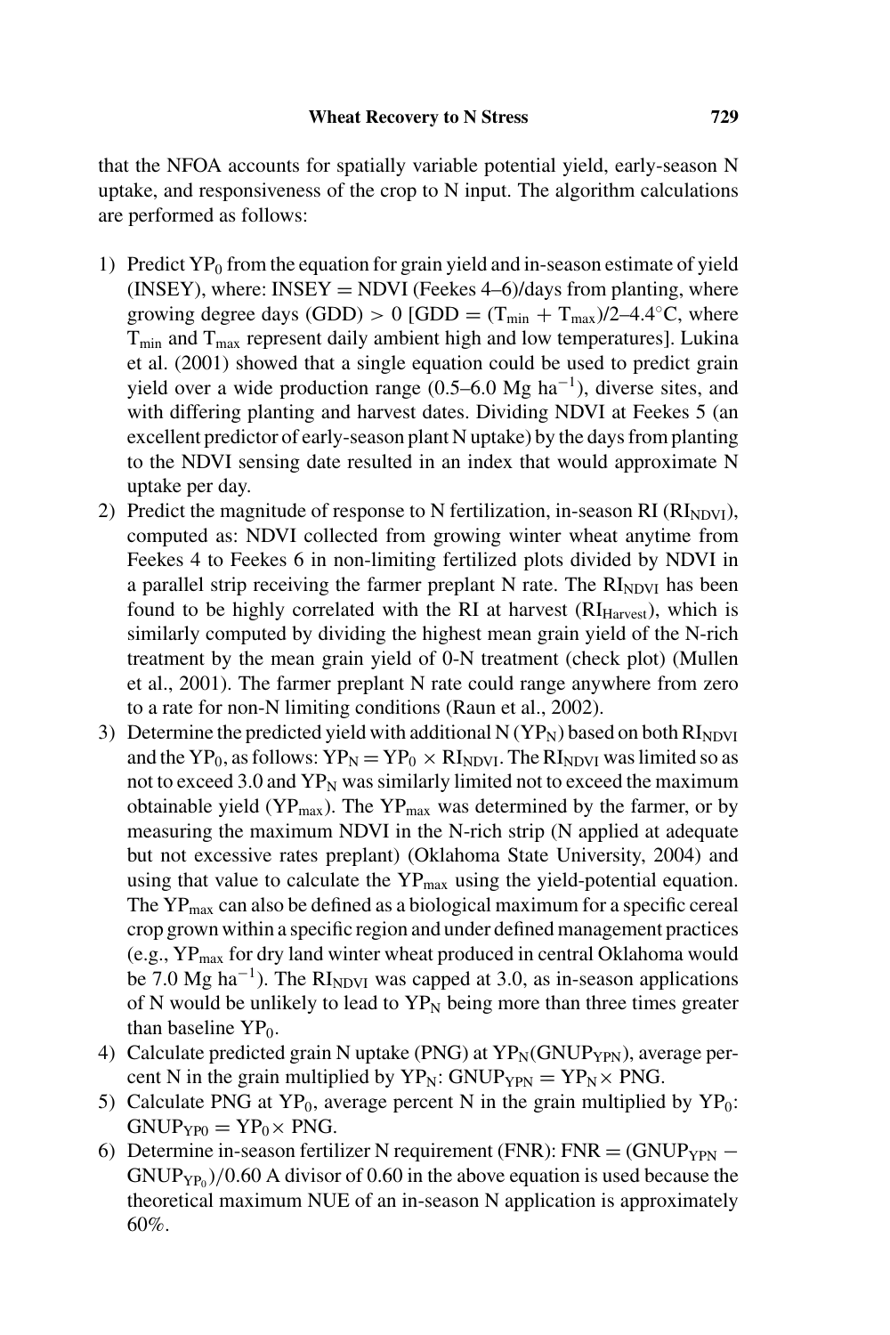that the NFOA accounts for spatially variable potential yield, early-season N uptake, and responsiveness of the crop to N input. The algorithm calculations are performed as follows:

1) Predict $YP_0$ from the equation for grain yield and in-season estimate of yield (INSEY), where: INSEY = NDVI (Feekes 4–6)/days from planting, where growing degree days (GDD) > 0 [GDD = $(T_{min} + T_{max})/2$–4.4°C, where $T_{min}$ and $T_{max}$ represent daily ambient high and low temperatures]. Lukina et al. (2001) showed that a single equation could be used to predict grain yield over a wide production range (0.5–6.0 Mg $ha^{-1}$), diverse sites, and with differing planting and harvest dates. Dividing NDVI at Feekes 5 (an excellent predictor of early-season plant N uptake) by the days from planting to the NDVI sensing date resulted in an index that would approximate N uptake per day.
2) Predict the magnitude of response to N fertilization, in-season RI ($RI_{NDVI}$), computed as: NDVI collected from growing winter wheat anytime from Feekes 4 to Feekes 6 in non-limiting fertilized plots divided by NDVI in a parallel strip receiving the farmer preplant N rate. The $RI_{NDVI}$ has been found to be highly correlated with the RI at harvest ($RI_{Harvest}$), which is similarly computed by dividing the highest mean grain yield of the N-rich treatment by the mean grain yield of 0-N treatment (check plot) (Mullen et al., 2001). The farmer preplant N rate could range anywhere from zero to a rate for non-N limiting conditions (Raun et al., 2002).
3) Determine the predicted yield with additional N ($YP_N$) based on both $RI_{NDVI}$ and the $YP_0$, as follows: $YP_N = YP_0 \times RI_{NDVI}$. The $RI_{NDVI}$ was limited so as not to exceed 3.0 and $YP_N$ was similarly limited not to exceed the maximum obtainable yield ($YP_{max}$). The $YP_{max}$ was determined by the farmer, or by measuring the maximum NDVI in the N-rich strip (N applied at adequate but not excessive rates preplant) (Oklahoma State University, 2004) and using that value to calculate the $YP_{max}$ using the yield-potential equation. The $YP_{max}$ can also be defined as a biological maximum for a specific cereal crop grown within a specific region and under defined management practices (e.g., $YP_{max}$ for dry land winter wheat produced in central Oklahoma would be 7.0 Mg $ha^{-1}$). The $RI_{NDVI}$ was capped at 3.0, as in-season applications of N would be unlikely to lead to $YP_N$ being more than three times greater than baseline $YP_0$.
4) Calculate predicted grain N uptake (PNG) at $YP_N$($GNUP_{YPN}$), average percent N in the grain multiplied by $YP_N$: $GNUP_{YPN} = YP_N \times PNG$.
5) Calculate PNG at $YP_0$, average percent N in the grain multiplied by $YP_0$: $GNUP_{YP0} = YP_0 \times PNG$.
6) Determine in-season fertilizer N requirement (FNR): FNR = $(GNUP_{YPN} - GNUP_{YP_0})/0.60$ A divisor of 0.60 in the above equation is used because the theoretical maximum NUE of an in-season N application is approximately 60%.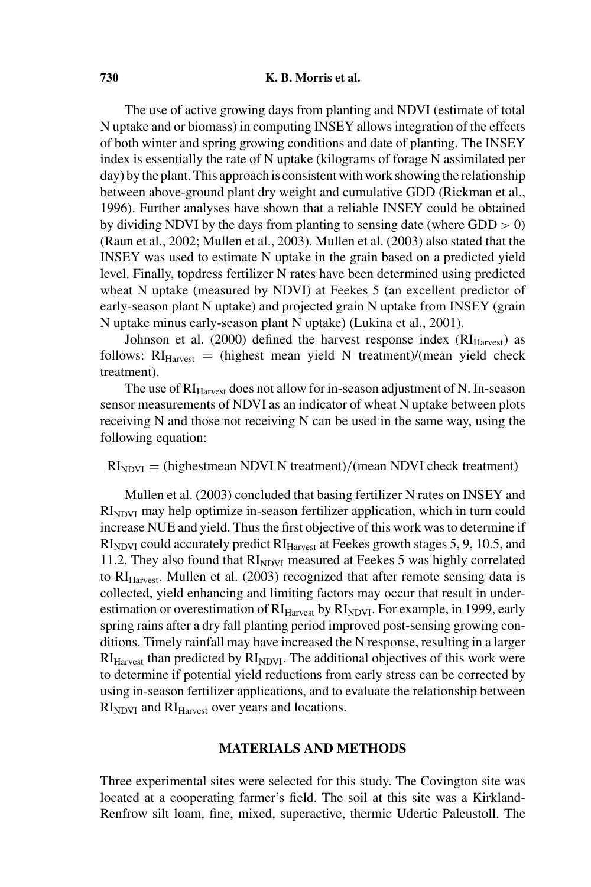The use of active growing days from planting and NDVI (estimate of total N uptake and or biomass) in computing INSEY allows integration of the effects of both winter and spring growing conditions and date of planting. The INSEY index is essentially the rate of N uptake (kilograms of forage N assimilated per day) by the plant. This approach is consistent with work showing the relationship between above-ground plant dry weight and cumulative GDD (Rickman et al., 1996). Further analyses have shown that a reliable INSEY could be obtained by dividing NDVI by the days from planting to sensing date (where GDD > 0) (Raun et al., 2002; Mullen et al., 2003). Mullen et al. (2003) also stated that the INSEY was used to estimate N uptake in the grain based on a predicted yield level. Finally, topdress fertilizer N rates have been determined using predicted wheat N uptake (measured by NDVI) at Feekes 5 (an excellent predictor of early-season plant N uptake) and projected grain N uptake from INSEY (grain N uptake minus early-season plant N uptake) (Lukina et al., 2001).

Johnson et al. (2000) defined the harvest response index ($RI_{Harvest}$) as follows: $RI_{Harvest}$ = (highest mean yield N treatment)/(mean yield check treatment).

The use of $RI_{Harvest}$ does not allow for in-season adjustment of N. In-season sensor measurements of NDVI as an indicator of wheat N uptake between plots receiving N and those not receiving N can be used in the same way, using the following equation:

$$RI_{NDVI} = \text{(highestmean NDVI N treatment)/(mean NDVI check treatment)}$$

Mullen et al. (2003) concluded that basing fertilizer N rates on INSEY and $RI_{NDVI}$ may help optimize in-season fertilizer application, which in turn could increase NUE and yield. Thus the first objective of this work was to determine if $RI_{NDVI}$ could accurately predict $RI_{Harvest}$ at Feekes growth stages 5, 9, 10.5, and 11.2. They also found that $RI_{NDVI}$ measured at Feekes 5 was highly correlated to $RI_{Harvest}$. Mullen et al. (2003) recognized that after remote sensing data is collected, yield enhancing and limiting factors may occur that result in underestimation or overestimation of $RI_{Harvest}$ by $RI_{NDVI}$. For example, in 1999, early spring rains after a dry fall planting period improved post-sensing growing conditions. Timely rainfall may have increased the N response, resulting in a larger $RI_{Harvest}$ than predicted by $RI_{NDVI}$. The additional objectives of this work were to determine if potential yield reductions from early stress can be corrected by using in-season fertilizer applications, and to evaluate the relationship between $RI_{NDVI}$ and $RI_{Harvest}$ over years and locations.

## MATERIALS AND METHODS

Three experimental sites were selected for this study. The Covington site was located at a cooperating farmer's field. The soil at this site was a Kirkland-Renfrow silt loam, fine, mixed, superactive, thermic Udertic Paleustoll. The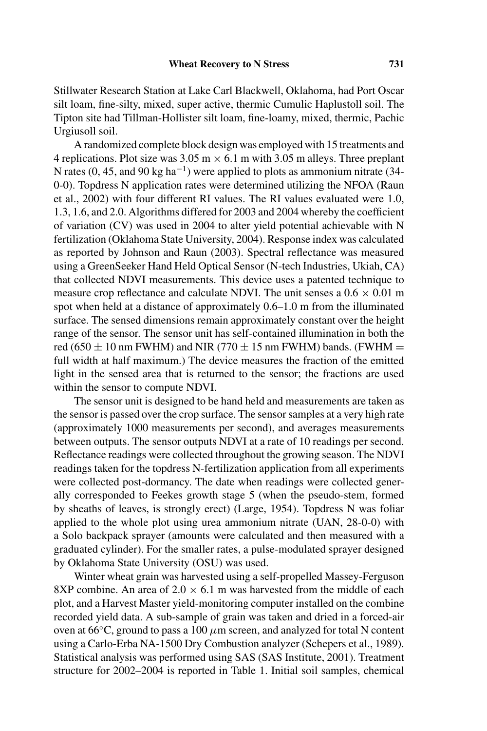Stillwater Research Station at Lake Carl Blackwell, Oklahoma, had Port Oscar silt loam, fine-silty, mixed, super active, thermic Cumulic Haplustoll soil. The Tipton site had Tillman-Hollister silt loam, fine-loamy, mixed, thermic, Pachic Urgiusoll soil.

A randomized complete block design was employed with 15 treatments and 4 replications. Plot size was 3.05 m × 6.1 m with 3.05 m alleys. Three preplant N rates (0, 45, and 90 kg ha$^{-1}$) were applied to plots as ammonium nitrate (34-0-0). Topdress N application rates were determined utilizing the NFOA (Raun et al., 2002) with four different RI values. The RI values evaluated were 1.0, 1.3, 1.6, and 2.0. Algorithms differed for 2003 and 2004 whereby the coefficient of variation (CV) was used in 2004 to alter yield potential achievable with N fertilization (Oklahoma State University, 2004). Response index was calculated as reported by Johnson and Raun (2003). Spectral reflectance was measured using a GreenSeeker Hand Held Optical Sensor (N-tech Industries, Ukiah, CA) that collected NDVI measurements. This device uses a patented technique to measure crop reflectance and calculate NDVI. The unit senses a 0.6 × 0.01 m spot when held at a distance of approximately 0.6–1.0 m from the illuminated surface. The sensed dimensions remain approximately constant over the height range of the sensor. The sensor unit has self-contained illumination in both the red (650 ± 10 nm FWHM) and NIR (770 ± 15 nm FWHM) bands. (FWHM = full width at half maximum.) The device measures the fraction of the emitted light in the sensed area that is returned to the sensor; the fractions are used within the sensor to compute NDVI.

The sensor unit is designed to be hand held and measurements are taken as the sensor is passed over the crop surface. The sensor samples at a very high rate (approximately 1000 measurements per second), and averages measurements between outputs. The sensor outputs NDVI at a rate of 10 readings per second. Reflectance readings were collected throughout the growing season. The NDVI readings taken for the topdress N-fertilization application from all experiments were collected post-dormancy. The date when readings were collected generally corresponded to Feekes growth stage 5 (when the pseudo-stem, formed by sheaths of leaves, is strongly erect) (Large, 1954). Topdress N was foliar applied to the whole plot using urea ammonium nitrate (UAN, 28-0-0) with a Solo backpack sprayer (amounts were calculated and then measured with a graduated cylinder). For the smaller rates, a pulse-modulated sprayer designed by Oklahoma State University (OSU) was used.

Winter wheat grain was harvested using a self-propelled Massey-Ferguson 8XP combine. An area of 2.0 × 6.1 m was harvested from the middle of each plot, and a Harvest Master yield-monitoring computer installed on the combine recorded yield data. A sub-sample of grain was taken and dried in a forced-air oven at 66°C, ground to pass a 100 $\mu$m screen, and analyzed for total N content using a Carlo-Erba NA-1500 Dry Combustion analyzer (Schepers et al., 1989). Statistical analysis was performed using SAS (SAS Institute, 2001). Treatment structure for 2002–2004 is reported in Table 1. Initial soil samples, chemical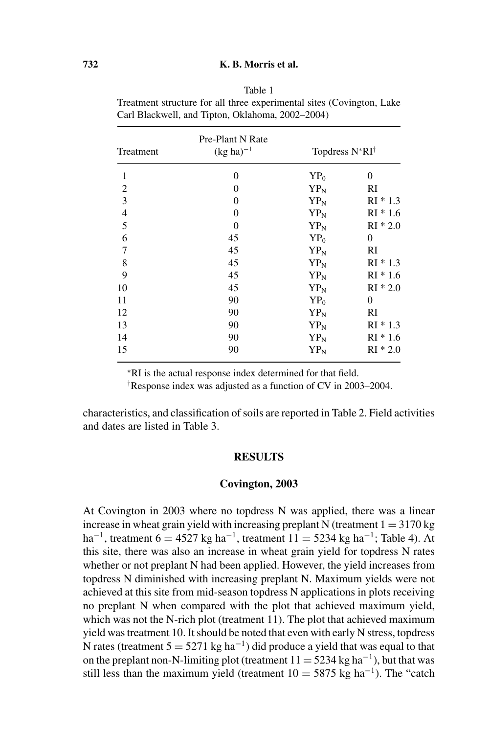Table 1
Treatment structure for all three experimental sites (Covington, Lake Carl Blackwell, and Tipton, Oklahoma, 2002–2004)

| Treatment | Pre-Plant N Rate $(kg\ ha)^{-1}$ | Topdress N*RI[†] | |
|---|---|---|---|
| 1 | 0 | $YP_0$ | 0 |
| 2 | 0 | $YP_N$ | RI |
| 3 | 0 | $YP_N$ | RI * 1.3 |
| 4 | 0 | $YP_N$ | RI * 1.6 |
| 5 | 0 | $YP_N$ | RI * 2.0 |
| 6 | 45 | $YP_0$ | 0 |
| 7 | 45 | $YP_N$ | RI |
| 8 | 45 | $YP_N$ | RI * 1.3 |
| 9 | 45 | $YP_N$ | RI * 1.6 |
| 10 | 45 | $YP_N$ | RI * 2.0 |
| 11 | 90 | $YP_0$ | 0 |
| 12 | 90 | $YP_N$ | RI |
| 13 | 90 | $YP_N$ | RI * 1.3 |
| 14 | 90 | $YP_N$ | RI * 1.6 |
| 15 | 90 | $YP_N$ | RI * 2.0 |

*RI is the actual response index determined for that field.

[†]Response index was adjusted as a function of CV in 2003–2004.

characteristics, and classification of soils are reported in Table 2. Field activities and dates are listed in Table 3.

## RESULTS

### Covington, 2003

At Covington in 2003 where no topdress N was applied, there was a linear increase in wheat grain yield with increasing preplant N (treatment 1 = 3170 kg ha$^{-1}$, treatment 6 = 4527 kg ha$^{-1}$, treatment 11 = 5234 kg ha$^{-1}$; Table 4). At this site, there was also an increase in wheat grain yield for topdress N rates whether or not preplant N had been applied. However, the yield increases from topdress N diminished with increasing preplant N. Maximum yields were not achieved at this site from mid-season topdress N applications in plots receiving no preplant N when compared with the plot that achieved maximum yield, which was not the N-rich plot (treatment 11). The plot that achieved maximum yield was treatment 10. It should be noted that even with early N stress, topdress N rates (treatment 5 = 5271 kg ha$^{-1}$) did produce a yield that was equal to that on the preplant non-N-limiting plot (treatment 11 = 5234 kg ha$^{-1}$), but that was still less than the maximum yield (treatment 10 = 5875 kg ha$^{-1}$). The "catch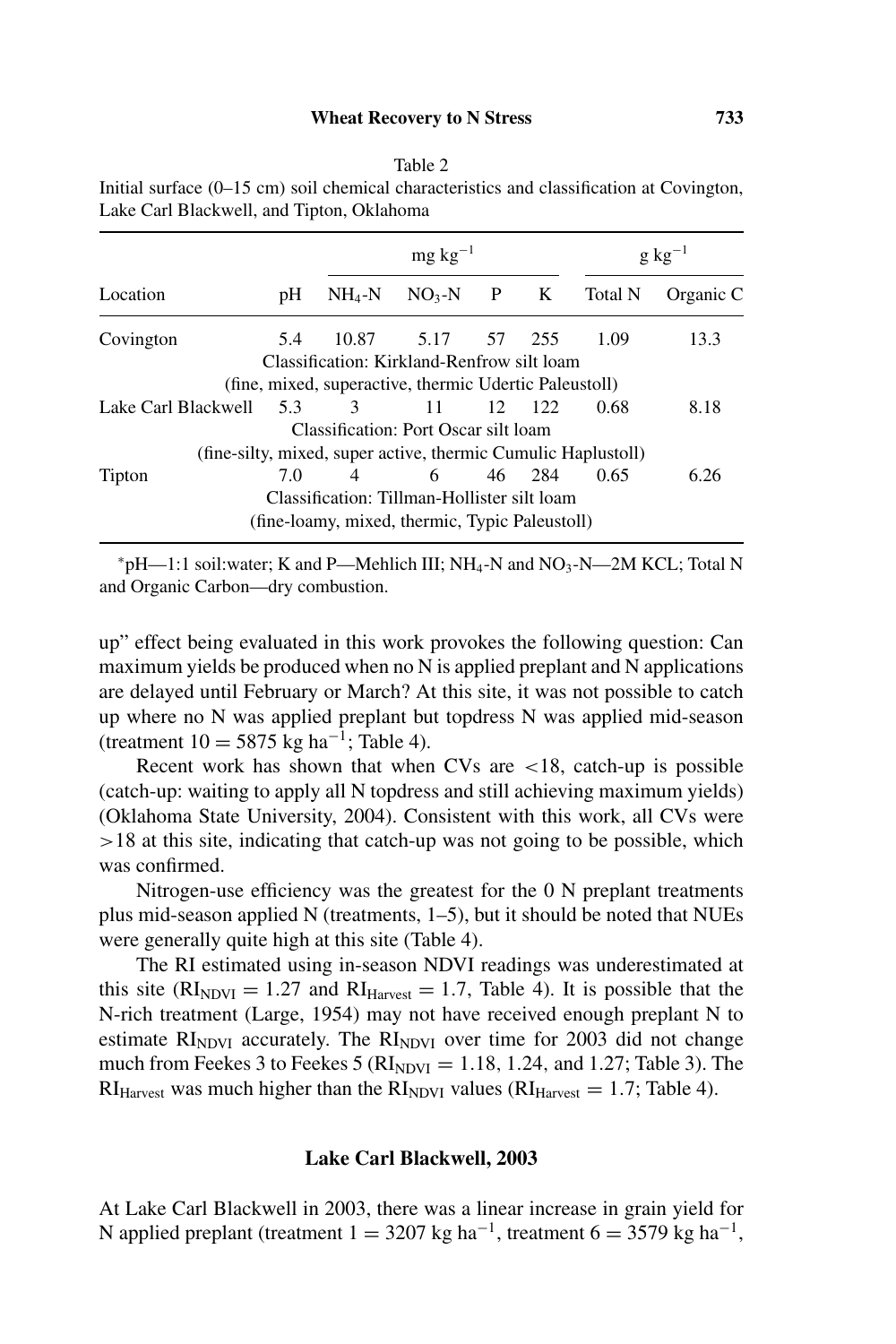Table 2

Initial surface (0–15 cm) soil chemical characteristics and classification at Covington, Lake Carl Blackwell, and Tipton, Oklahoma

| Location | pH | $NH_4$-N (mg $kg^{-1}$) | $NO_3$-N (mg $kg^{-1}$) | P (mg $kg^{-1}$) | K (mg $kg^{-1}$) | Total N (g $kg^{-1}$) | Organic C (g $kg^{-1}$) |
|---|---|---|---|---|---|---|---|
| Covington | 5.4 | 10.87 | 5.17 | 57 | 255 | 1.09 | 13.3 |
| Classification: Kirkland-Renfrow silt loam (fine, mixed, superactive, thermic Udertic Paleustoll) | | | | | | | |
| Lake Carl Blackwell | 5.3 | 3 | 11 | 12 | 122 | 0.68 | 8.18 |
| Classification: Port Oscar silt loam (fine-silty, mixed, super active, thermic Cumulic Haplustoll) | | | | | | | |
| Tipton | 7.0 | 4 | 6 | 46 | 284 | 0.65 | 6.26 |
| Classification: Tillman-Hollister silt loam (fine-loamy, mixed, thermic, Typic Paleustoll) | | | | | | | |

*pH—1:1 soil:water; K and P—Mehlich III; $NH_4$-N and $NO_3$-N—2M KCL; Total N and Organic Carbon—dry combustion.

up" effect being evaluated in this work provokes the following question: Can maximum yields be produced when no N is applied preplant and N applications are delayed until February or March? At this site, it was not possible to catch up where no N was applied preplant but topdress N was applied mid-season (treatment $10 = 5875$ kg $ha^{-1}$; Table 4).

Recent work has shown that when CVs are $<18$, catch-up is possible (catch-up: waiting to apply all N topdress and still achieving maximum yields) (Oklahoma State University, 2004). Consistent with this work, all CVs were $>18$ at this site, indicating that catch-up was not going to be possible, which was confirmed.

Nitrogen-use efficiency was the greatest for the 0 N preplant treatments plus mid-season applied N (treatments, 1–5), but it should be noted that NUEs were generally quite high at this site (Table 4).

The RI estimated using in-season NDVI readings was underestimated at this site ($RI_{NDVI} = 1.27$ and $RI_{Harvest} = 1.7$, Table 4). It is possible that the N-rich treatment (Large, 1954) may not have received enough preplant N to estimate $RI_{NDVI}$ accurately. The $RI_{NDVI}$ over time for 2003 did not change much from Feekes 3 to Feekes 5 ($RI_{NDVI} = 1.18$, 1.24, and 1.27; Table 3). The $RI_{Harvest}$ was much higher than the $RI_{NDVI}$ values ($RI_{Harvest} = 1.7$; Table 4).

## Lake Carl Blackwell, 2003

At Lake Carl Blackwell in 2003, there was a linear increase in grain yield for N applied preplant (treatment $1 = 3207$ kg $ha^{-1}$, treatment $6 = 3579$ kg $ha^{-1}$,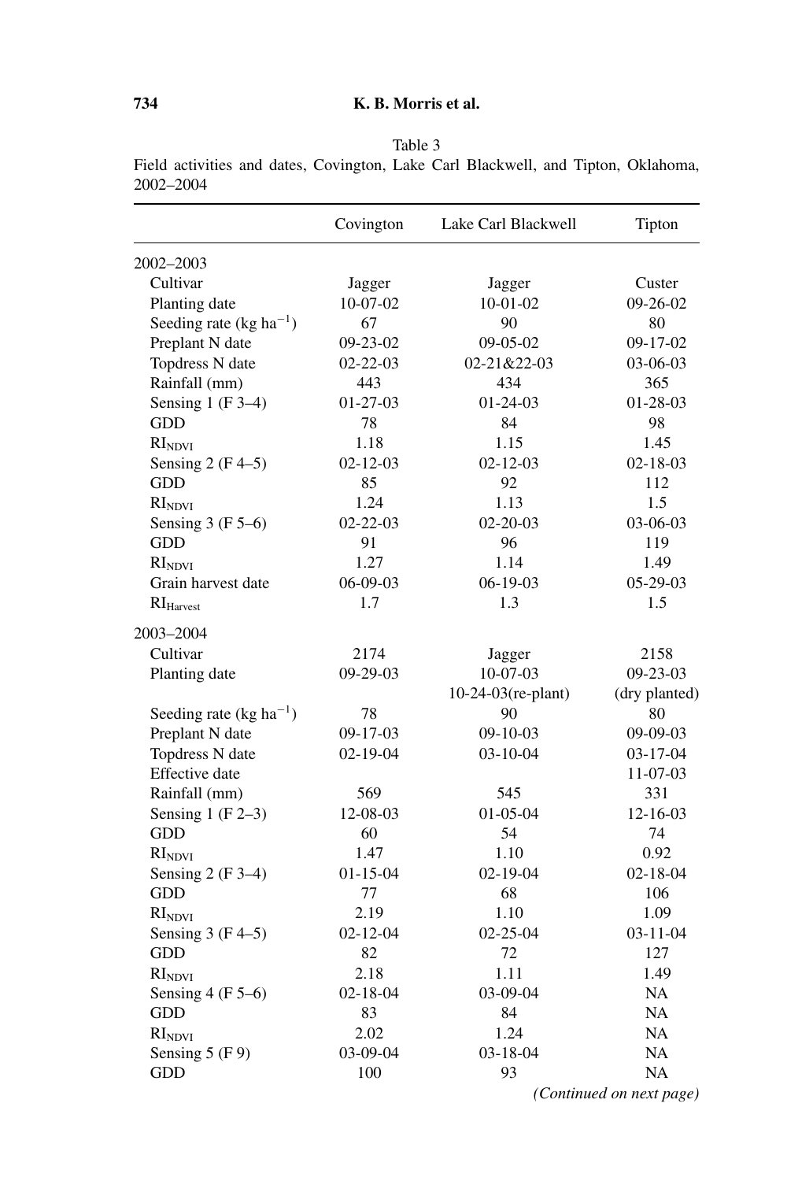Table 3
Field activities and dates, Covington, Lake Carl Blackwell, and Tipton, Oklahoma, 2002–2004

| | Covington | Lake Carl Blackwell | Tipton |
|---|---|---|---|
| 2002–2003 | | | |
| Cultivar | Jagger | Jagger | Custer |
| Planting date | 10-07-02 | 10-01-02 | 09-26-02 |
| Seeding rate (kg ha$^{-1}$) | 67 | 90 | 80 |
| Preplant N date | 09-23-02 | 09-05-02 | 09-17-02 |
| Topdress N date | 02-22-03 | 02-21&22-03 | 03-06-03 |
| Rainfall (mm) | 443 | 434 | 365 |
| Sensing 1 (F 3–4) | 01-27-03 | 01-24-03 | 01-28-03 |
| GDD | 78 | 84 | 98 |
| $RI_{NDVI}$ | 1.18 | 1.15 | 1.45 |
| Sensing 2 (F 4–5) | 02-12-03 | 02-12-03 | 02-18-03 |
| GDD | 85 | 92 | 112 |
| $RI_{NDVI}$ | 1.24 | 1.13 | 1.5 |
| Sensing 3 (F 5–6) | 02-22-03 | 02-20-03 | 03-06-03 |
| GDD | 91 | 96 | 119 |
| $RI_{NDVI}$ | 1.27 | 1.14 | 1.49 |
| Grain harvest date | 06-09-03 | 06-19-03 | 05-29-03 |
| $RI_{Harvest}$ | 1.7 | 1.3 | 1.5 |
| 2003–2004 | | | |
| Cultivar | 2174 | Jagger | 2158 |
| Planting date | 09-29-03 | 10-07-03<br>10-24-03(re-plant) | 09-23-03<br>(dry planted) |
| Seeding rate (kg ha$^{-1}$) | 78 | 90 | 80 |
| Preplant N date | 09-17-03 | 09-10-03 | 09-09-03 |
| Topdress N date | 02-19-04 | 03-10-04 | 03-17-04 |
| Effective date | | | 11-07-03 |
| Rainfall (mm) | 569 | 545 | 331 |
| Sensing 1 (F 2–3) | 12-08-03 | 01-05-04 | 12-16-03 |
| GDD | 60 | 54 | 74 |
| $RI_{NDVI}$ | 1.47 | 1.10 | 0.92 |
| Sensing 2 (F 3–4) | 01-15-04 | 02-19-04 | 02-18-04 |
| GDD | 77 | 68 | 106 |
| $RI_{NDVI}$ | 2.19 | 1.10 | 1.09 |
| Sensing 3 (F 4–5) | 02-12-04 | 02-25-04 | 03-11-04 |
| GDD | 82 | 72 | 127 |
| $RI_{NDVI}$ | 2.18 | 1.11 | 1.49 |
| Sensing 4 (F 5–6) | 02-18-04 | 03-09-04 | NA |
| GDD | 83 | 84 | NA |
| $RI_{NDVI}$ | 2.02 | 1.24 | NA |
| Sensing 5 (F 9) | 03-09-04 | 03-18-04 | NA |
| GDD | 100 | 93 | NA |

*(Continued on next page)*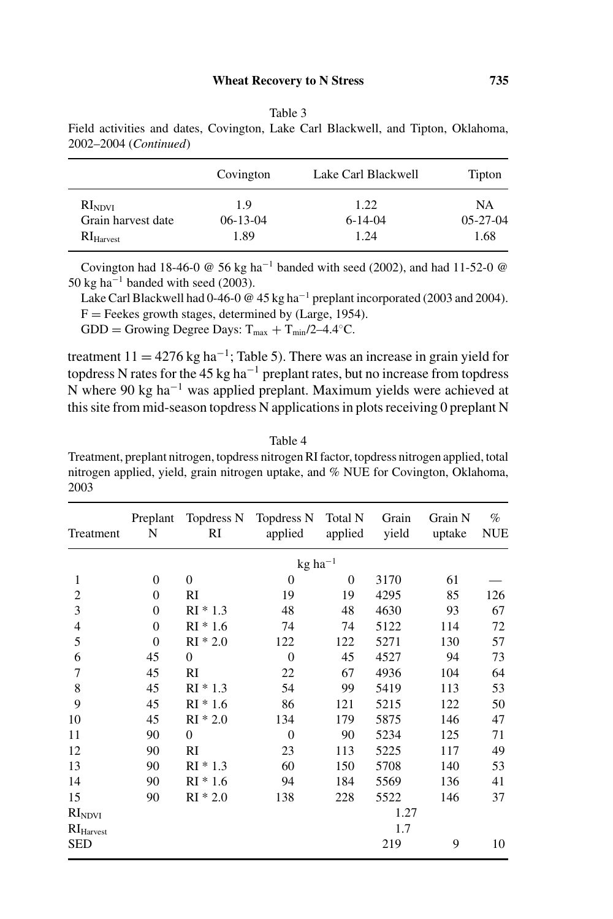Table 3
Field activities and dates, Covington, Lake Carl Blackwell, and Tipton, Oklahoma, 2002–2004 (*Continued*)

| | Covington | Lake Carl Blackwell | Tipton |
|---|---|---|---|
| $RI_{NDVI}$ | 1.9 | 1.22 | NA |
| Grain harvest date | 06-13-04 | 6-14-04 | 05-27-04 |
| $RI_{Harvest}$ | 1.89 | 1.24 | 1.68 |

Covington had 18-46-0 @ 56 kg ha$^{-1}$ banded with seed (2002), and had 11-52-0 @ 50 kg ha$^{-1}$ banded with seed (2003).

Lake Carl Blackwell had 0-46-0 @ 45 kg ha$^{-1}$ preplant incorporated (2003 and 2004).

F = Feekes growth stages, determined by (Large, 1954).

GDD = Growing Degree Days: $T_{max} + T_{min}/2–4.4°C$.

treatment 11 = 4276 kg ha$^{-1}$; Table 5). There was an increase in grain yield for topdress N rates for the 45 kg ha$^{-1}$ preplant rates, but no increase from topdress N where 90 kg ha$^{-1}$ was applied preplant. Maximum yields were achieved at this site from mid-season topdress N applications in plots receiving 0 preplant N

Table 4
Treatment, preplant nitrogen, topdress nitrogen RI factor, topdress nitrogen applied, total nitrogen applied, yield, grain nitrogen uptake, and % NUE for Covington, Oklahoma, 2003

| Treatment | Preplant N | Topdress N RI | Topdress N applied | Total N applied | Grain yield | Grain N uptake | % NUE |
|---|---|---|---|---|---|---|---|
| | | | kg ha$^{-1}$ | | | | |
| 1 | 0 | 0 | 0 | 0 | 3170 | 61 | — |
| 2 | 0 | RI | 19 | 19 | 4295 | 85 | 126 |
| 3 | 0 | RI * 1.3 | 48 | 48 | 4630 | 93 | 67 |
| 4 | 0 | RI * 1.6 | 74 | 74 | 5122 | 114 | 72 |
| 5 | 0 | RI * 2.0 | 122 | 122 | 5271 | 130 | 57 |
| 6 | 45 | 0 | 0 | 45 | 4527 | 94 | 73 |
| 7 | 45 | RI | 22 | 67 | 4936 | 104 | 64 |
| 8 | 45 | RI * 1.3 | 54 | 99 | 5419 | 113 | 53 |
| 9 | 45 | RI * 1.6 | 86 | 121 | 5215 | 122 | 50 |
| 10 | 45 | RI * 2.0 | 134 | 179 | 5875 | 146 | 47 |
| 11 | 90 | 0 | 0 | 90 | 5234 | 125 | 71 |
| 12 | 90 | RI | 23 | 113 | 5225 | 117 | 49 |
| 13 | 90 | RI * 1.3 | 60 | 150 | 5708 | 140 | 53 |
| 14 | 90 | RI * 1.6 | 94 | 184 | 5569 | 136 | 41 |
| 15 | 90 | RI * 2.0 | 138 | 228 | 5522 | 146 | 37 |
| $RI_{NDVI}$ | | | | | 1.27 | | |
| $RI_{Harvest}$ | | | | | 1.7 | | |
| SED | | | | | 219 | 9 | 10 |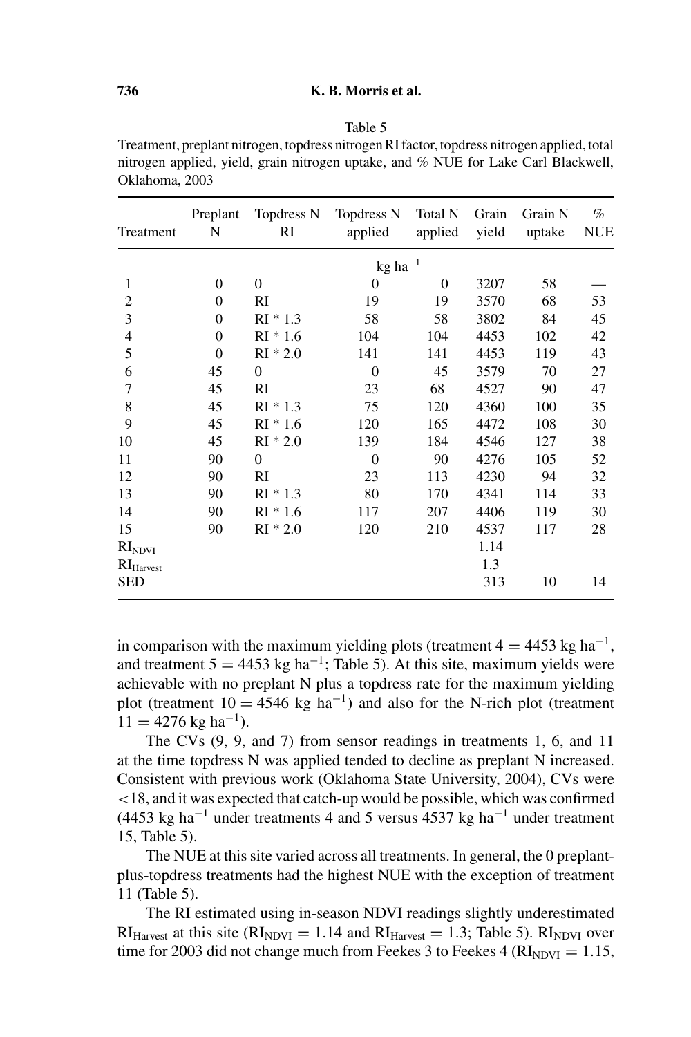Table 5

Treatment, preplant nitrogen, topdress nitrogen RI factor, topdress nitrogen applied, total nitrogen applied, yield, grain nitrogen uptake, and % NUE for Lake Carl Blackwell, Oklahoma, 2003

| Treatment | Preplant N | Topdress N RI | Topdress N applied | Total N applied | Grain yield | Grain N uptake | % NUE |
|---|---|---|---|---|---|---|---|
| | | | $kg\ ha^{-1}$ | | | | |
| 1 | 0 | 0 | 0 | 0 | 3207 | 58 | — |
| 2 | 0 | RI | 19 | 19 | 3570 | 68 | 53 |
| 3 | 0 | RI * 1.3 | 58 | 58 | 3802 | 84 | 45 |
| 4 | 0 | RI * 1.6 | 104 | 104 | 4453 | 102 | 42 |
| 5 | 0 | RI * 2.0 | 141 | 141 | 4453 | 119 | 43 |
| 6 | 45 | 0 | 0 | 45 | 3579 | 70 | 27 |
| 7 | 45 | RI | 23 | 68 | 4527 | 90 | 47 |
| 8 | 45 | RI * 1.3 | 75 | 120 | 4360 | 100 | 35 |
| 9 | 45 | RI * 1.6 | 120 | 165 | 4472 | 108 | 30 |
| 10 | 45 | RI * 2.0 | 139 | 184 | 4546 | 127 | 38 |
| 11 | 90 | 0 | 0 | 90 | 4276 | 105 | 52 |
| 12 | 90 | RI | 23 | 113 | 4230 | 94 | 32 |
| 13 | 90 | RI * 1.3 | 80 | 170 | 4341 | 114 | 33 |
| 14 | 90 | RI * 1.6 | 117 | 207 | 4406 | 119 | 30 |
| 15 | 90 | RI * 2.0 | 120 | 210 | 4537 | 117 | 28 |
| $RI_{NDVI}$ | | | | | 1.14 | | |
| $RI_{Harvest}$ | | | | | 1.3 | | |
| SED | | | | | 313 | 10 | 14 |

in comparison with the maximum yielding plots (treatment 4 = 4453 kg $ha^{-1}$, and treatment 5 = 4453 kg $ha^{-1}$; Table 5). At this site, maximum yields were achievable with no preplant N plus a topdress rate for the maximum yielding plot (treatment 10 = 4546 kg $ha^{-1}$) and also for the N-rich plot (treatment 11 = 4276 kg $ha^{-1}$).

The CVs (9, 9, and 7) from sensor readings in treatments 1, 6, and 11 at the time topdress N was applied tended to decline as preplant N increased. Consistent with previous work (Oklahoma State University, 2004), CVs were <18, and it was expected that catch-up would be possible, which was confirmed (4453 kg $ha^{-1}$ under treatments 4 and 5 versus 4537 kg $ha^{-1}$ under treatment 15, Table 5).

The NUE at this site varied across all treatments. In general, the 0 preplant-plus-topdress treatments had the highest NUE with the exception of treatment 11 (Table 5).

The RI estimated using in-season NDVI readings slightly underestimated $RI_{Harvest}$ at this site ($RI_{NDVI}$ = 1.14 and $RI_{Harvest}$ = 1.3; Table 5). $RI_{NDVI}$ over time for 2003 did not change much from Feekes 3 to Feekes 4 ($RI_{NDVI}$ = 1.15,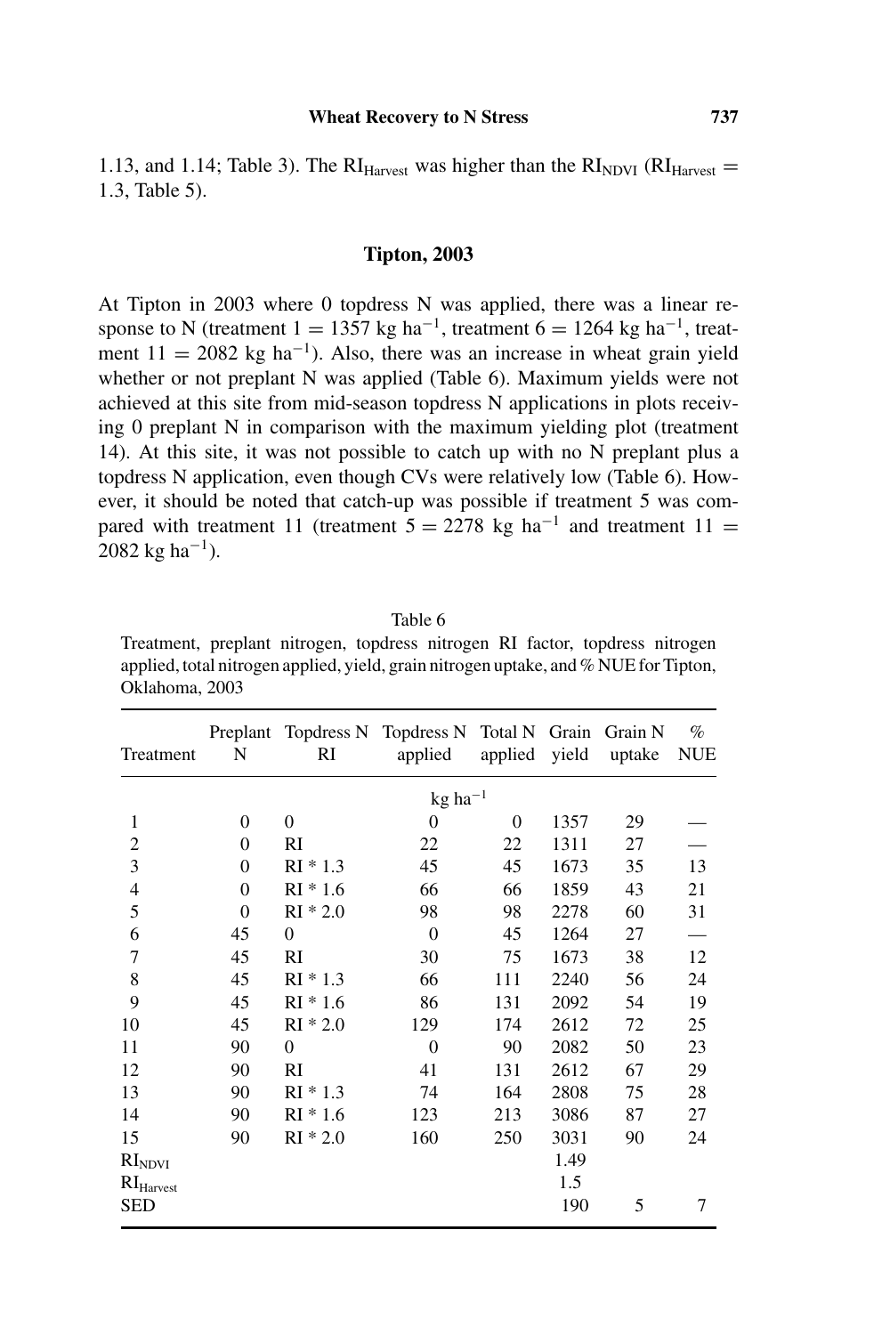1.13, and 1.14; Table 3). The $RI_{Harvest}$ was higher than the $RI_{NDVI}$ ($RI_{Harvest}$ = 1.3, Table 5).

## Tipton, 2003

At Tipton in 2003 where 0 topdress N was applied, there was a linear response to N (treatment 1 = 1357 kg ha$^{-1}$, treatment 6 = 1264 kg ha$^{-1}$, treatment 11 = 2082 kg ha$^{-1}$). Also, there was an increase in wheat grain yield whether or not preplant N was applied (Table 6). Maximum yields were not achieved at this site from mid-season topdress N applications in plots receiving 0 preplant N in comparison with the maximum yielding plot (treatment 14). At this site, it was not possible to catch up with no N preplant plus a topdress N application, even though CVs were relatively low (Table 6). However, it should be noted that catch-up was possible if treatment 5 was compared with treatment 11 (treatment 5 = 2278 kg ha$^{-1}$ and treatment 11 = 2082 kg ha$^{-1}$).

Table 6

Treatment, preplant nitrogen, topdress nitrogen RI factor, topdress nitrogen applied, total nitrogen applied, yield, grain nitrogen uptake, and % NUE for Tipton, Oklahoma, 2003

| Treatment | Preplant N | Topdress N RI | Topdress N applied | Total N applied | Grain yield | Grain N uptake | % NUE |
|---|---|---|---|---|---|---|---|
| | | | kg ha$^{-1}$ | | | | |
| 1 | 0 | 0 | 0 | 0 | 1357 | 29 | — |
| 2 | 0 | RI | 22 | 22 | 1311 | 27 | — |
| 3 | 0 | RI * 1.3 | 45 | 45 | 1673 | 35 | 13 |
| 4 | 0 | RI * 1.6 | 66 | 66 | 1859 | 43 | 21 |
| 5 | 0 | RI * 2.0 | 98 | 98 | 2278 | 60 | 31 |
| 6 | 45 | 0 | 0 | 45 | 1264 | 27 | — |
| 7 | 45 | RI | 30 | 75 | 1673 | 38 | 12 |
| 8 | 45 | RI * 1.3 | 66 | 111 | 2240 | 56 | 24 |
| 9 | 45 | RI * 1.6 | 86 | 131 | 2092 | 54 | 19 |
| 10 | 45 | RI * 2.0 | 129 | 174 | 2612 | 72 | 25 |
| 11 | 90 | 0 | 0 | 90 | 2082 | 50 | 23 |
| 12 | 90 | RI | 41 | 131 | 2612 | 67 | 29 |
| 13 | 90 | RI * 1.3 | 74 | 164 | 2808 | 75 | 28 |
| 14 | 90 | RI * 1.6 | 123 | 213 | 3086 | 87 | 27 |
| 15 | 90 | RI * 2.0 | 160 | 250 | 3031 | 90 | 24 |
| $RI_{NDVI}$ | | | | | 1.49 | | |
| $RI_{Harvest}$ | | | | | 1.5 | | |
| SED | | | | | 190 | 5 | 7 |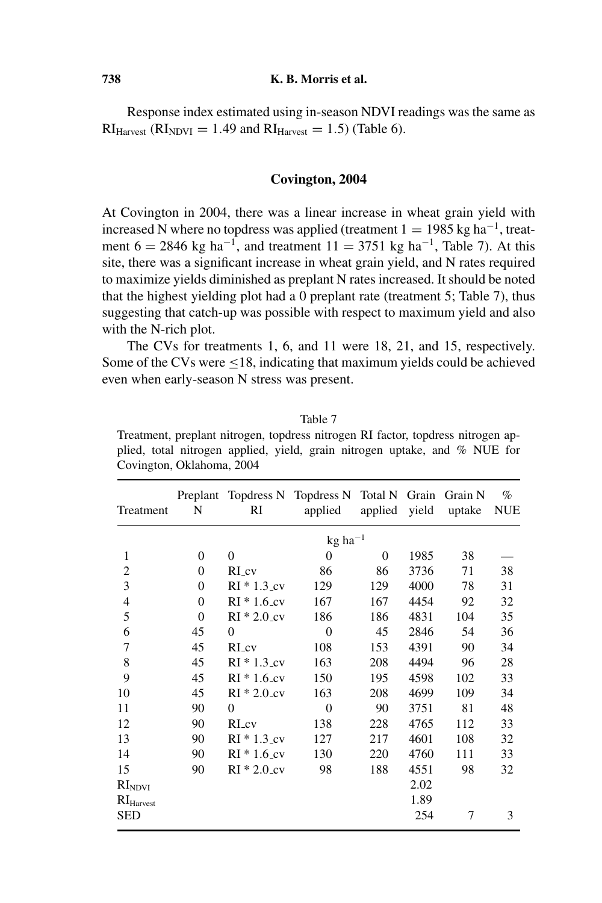Response index estimated using in-season NDVI readings was the same as $RI_{Harvest}$ ($RI_{NDVI} = 1.49$ and $RI_{Harvest} = 1.5$) (Table 6).

## Covington, 2004

At Covington in 2004, there was a linear increase in wheat grain yield with increased N where no topdress was applied (treatment 1 = 1985 kg $ha^{-1}$, treatment 6 = 2846 kg $ha^{-1}$, and treatment 11 = 3751 kg $ha^{-1}$, Table 7). At this site, there was a significant increase in wheat grain yield, and N rates required to maximize yields diminished as preplant N rates increased. It should be noted that the highest yielding plot had a 0 preplant rate (treatment 5; Table 7), thus suggesting that catch-up was possible with respect to maximum yield and also with the N-rich plot.

The CVs for treatments 1, 6, and 11 were 18, 21, and 15, respectively. Some of the CVs were $\leq 18$, indicating that maximum yields could be achieved even when early-season N stress was present.

Table 7
Treatment, preplant nitrogen, topdress nitrogen RI factor, topdress nitrogen applied, total nitrogen applied, yield, grain nitrogen uptake, and % NUE for Covington, Oklahoma, 2004

| Treatment | Preplant N | Topdress N RI | Topdress N applied | Total N applied | Grain yield | Grain N uptake | % NUE |
|---|---|---|---|---|---|---|---|
| | | | kg $ha^{-1}$ | | | | |
| 1 | 0 | 0 | 0 | 0 | 1985 | 38 | — |
| 2 | 0 | RI_cv | 86 | 86 | 3736 | 71 | 38 |
| 3 | 0 | RI * 1.3_cv | 129 | 129 | 4000 | 78 | 31 |
| 4 | 0 | RI * 1.6_cv | 167 | 167 | 4454 | 92 | 32 |
| 5 | 0 | RI * 2.0_cv | 186 | 186 | 4831 | 104 | 35 |
| 6 | 45 | 0 | 0 | 45 | 2846 | 54 | 36 |
| 7 | 45 | RI_cv | 108 | 153 | 4391 | 90 | 34 |
| 8 | 45 | RI * 1.3_cv | 163 | 208 | 4494 | 96 | 28 |
| 9 | 45 | RI * 1.6_cv | 150 | 195 | 4598 | 102 | 33 |
| 10 | 45 | RI * 2.0_cv | 163 | 208 | 4699 | 109 | 34 |
| 11 | 90 | 0 | 0 | 90 | 3751 | 81 | 48 |
| 12 | 90 | RI_cv | 138 | 228 | 4765 | 112 | 33 |
| 13 | 90 | RI * 1.3_cv | 127 | 217 | 4601 | 108 | 32 |
| 14 | 90 | RI * 1.6_cv | 130 | 220 | 4760 | 111 | 33 |
| 15 | 90 | RI * 2.0_cv | 98 | 188 | 4551 | 98 | 32 |
| $RI_{NDVI}$ | | | | | 2.02 | | |
| $RI_{Harvest}$ | | | | | 1.89 | | |
| SED | | | | | 254 | 7 | 3 |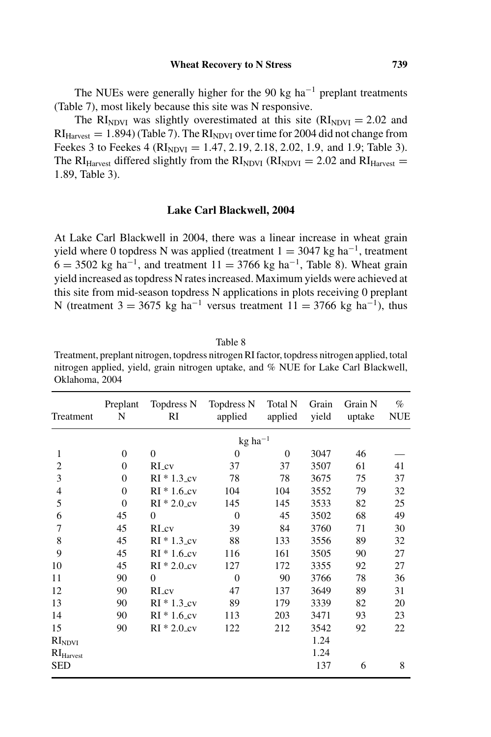The NUEs were generally higher for the 90 kg ha$^{-1}$ preplant treatments (Table 7), most likely because this site was N responsive.

The $RI_{NDVI}$ was slightly overestimated at this site ($RI_{NDVI} = 2.02$ and $RI_{Harvest} = 1.894$) (Table 7). The $RI_{NDVI}$ over time for 2004 did not change from Feekes 3 to Feekes 4 ($RI_{NDVI} = 1.47, 2.19, 2.18, 2.02, 1.9,$ and $1.9$; Table 3). The $RI_{Harvest}$ differed slightly from the $RI_{NDVI}$ ($RI_{NDVI} = 2.02$ and $RI_{Harvest} = 1.89$, Table 3).

## Lake Carl Blackwell, 2004

At Lake Carl Blackwell in 2004, there was a linear increase in wheat grain yield where 0 topdress N was applied (treatment 1 = 3047 kg ha$^{-1}$, treatment 6 = 3502 kg ha$^{-1}$, and treatment 11 = 3766 kg ha$^{-1}$, Table 8). Wheat grain yield increased as topdress N rates increased. Maximum yields were achieved at this site from mid-season topdress N applications in plots receiving 0 preplant N (treatment 3 = 3675 kg ha$^{-1}$ versus treatment 11 = 3766 kg ha$^{-1}$), thus

Table 8
Treatment, preplant nitrogen, topdress nitrogen RI factor, topdress nitrogen applied, total nitrogen applied, yield, grain nitrogen uptake, and % NUE for Lake Carl Blackwell, Oklahoma, 2004

| Treatment | Preplant N | Topdress N RI | Topdress N applied | Total N applied | Grain yield | Grain N uptake | % NUE |
|---|---|---|---|---|---|---|---|
| | | | kg ha$^{-1}$ | | | | |
| 1 | 0 | 0 | 0 | 0 | 3047 | 46 | — |
| 2 | 0 | RI_cv | 37 | 37 | 3507 | 61 | 41 |
| 3 | 0 | RI * 1.3_cv | 78 | 78 | 3675 | 75 | 37 |
| 4 | 0 | RI * 1.6_cv | 104 | 104 | 3552 | 79 | 32 |
| 5 | 0 | RI * 2.0_cv | 145 | 145 | 3533 | 82 | 25 |
| 6 | 45 | 0 | 0 | 45 | 3502 | 68 | 49 |
| 7 | 45 | RI_cv | 39 | 84 | 3760 | 71 | 30 |
| 8 | 45 | RI * 1.3_cv | 88 | 133 | 3556 | 89 | 32 |
| 9 | 45 | RI * 1.6_cv | 116 | 161 | 3505 | 90 | 27 |
| 10 | 45 | RI * 2.0_cv | 127 | 172 | 3355 | 92 | 27 |
| 11 | 90 | 0 | 0 | 90 | 3766 | 78 | 36 |
| 12 | 90 | RI_cv | 47 | 137 | 3649 | 89 | 31 |
| 13 | 90 | RI * 1.3_cv | 89 | 179 | 3339 | 82 | 20 |
| 14 | 90 | RI * 1.6_cv | 113 | 203 | 3471 | 93 | 23 |
| 15 | 90 | RI * 2.0_cv | 122 | 212 | 3542 | 92 | 22 |
| $RI_{NDVI}$ | | | | | 1.24 | | |
| $RI_{Harvest}$ | | | | | 1.24 | | |
| SED | | | | | 137 | 6 | 8 |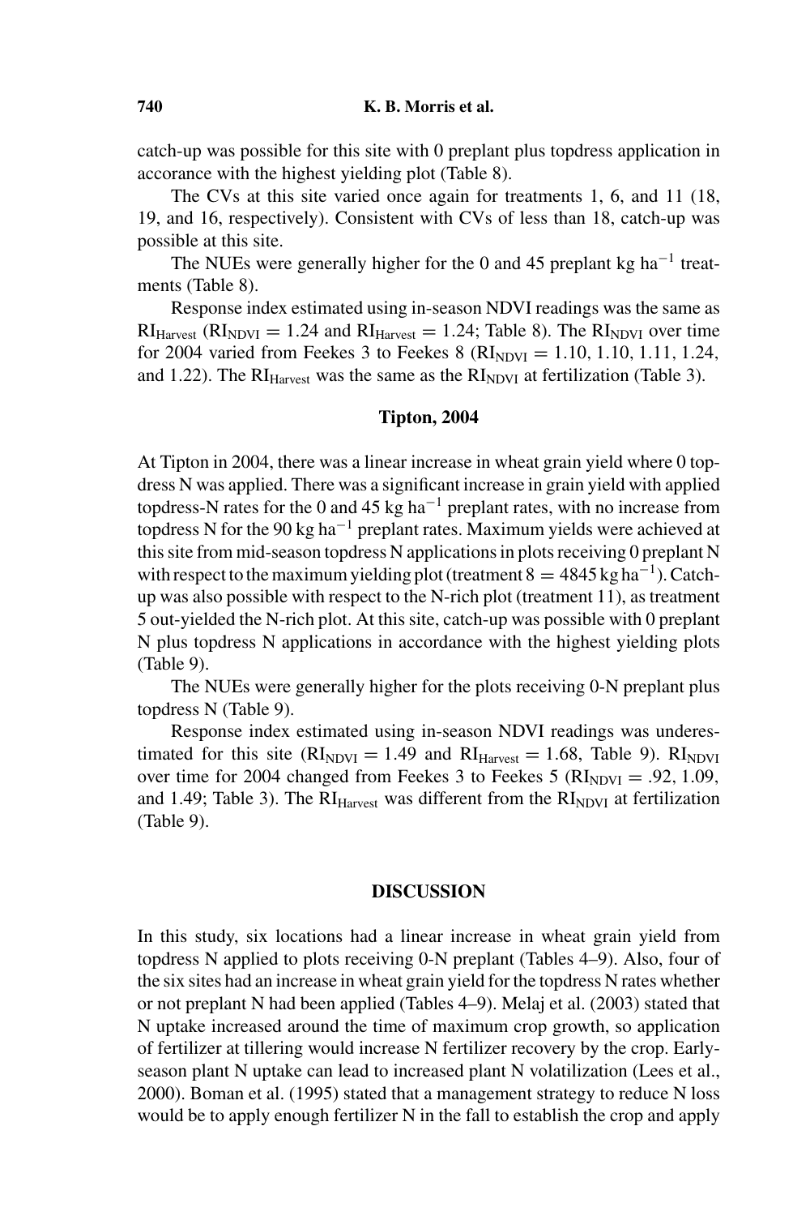catch-up was possible for this site with 0 preplant plus topdress application in accorance with the highest yielding plot (Table 8).

The CVs at this site varied once again for treatments 1, 6, and 11 (18, 19, and 16, respectively). Consistent with CVs of less than 18, catch-up was possible at this site.

The NUEs were generally higher for the 0 and 45 preplant kg ha$^{-1}$ treatments (Table 8).

Response index estimated using in-season NDVI readings was the same as $RI_{Harvest}$ ($RI_{NDVI} = 1.24$ and $RI_{Harvest} = 1.24$; Table 8). The $RI_{NDVI}$ over time for 2004 varied from Feekes 3 to Feekes 8 ($RI_{NDVI}$ = 1.10, 1.10, 1.11, 1.24, and 1.22). The $RI_{Harvest}$ was the same as the $RI_{NDVI}$ at fertilization (Table 3).

### Tipton, 2004

At Tipton in 2004, there was a linear increase in wheat grain yield where 0 topdress N was applied. There was a significant increase in grain yield with applied topdress-N rates for the 0 and 45 kg ha$^{-1}$ preplant rates, with no increase from topdress N for the 90 kg ha$^{-1}$ preplant rates. Maximum yields were achieved at this site from mid-season topdress N applications in plots receiving 0 preplant N with respect to the maximum yielding plot (treatment 8 = 4845 kg ha$^{-1}$). Catch-up was also possible with respect to the N-rich plot (treatment 11), as treatment 5 out-yielded the N-rich plot. At this site, catch-up was possible with 0 preplant N plus topdress N applications in accordance with the highest yielding plots (Table 9).

The NUEs were generally higher for the plots receiving 0-N preplant plus topdress N (Table 9).

Response index estimated using in-season NDVI readings was underestimated for this site ($RI_{NDVI} = 1.49$ and $RI_{Harvest} = 1.68$, Table 9). $RI_{NDVI}$ over time for 2004 changed from Feekes 3 to Feekes 5 ($RI_{NDVI}$ = .92, 1.09, and 1.49; Table 3). The $RI_{Harvest}$ was different from the $RI_{NDVI}$ at fertilization (Table 9).

## DISCUSSION

In this study, six locations had a linear increase in wheat grain yield from topdress N applied to plots receiving 0-N preplant (Tables 4–9). Also, four of the six sites had an increase in wheat grain yield for the topdress N rates whether or not preplant N had been applied (Tables 4–9). Melaj et al. (2003) stated that N uptake increased around the time of maximum crop growth, so application of fertilizer at tillering would increase N fertilizer recovery by the crop. Early-season plant N uptake can lead to increased plant N volatilization (Lees et al., 2000). Boman et al. (1995) stated that a management strategy to reduce N loss would be to apply enough fertilizer N in the fall to establish the crop and apply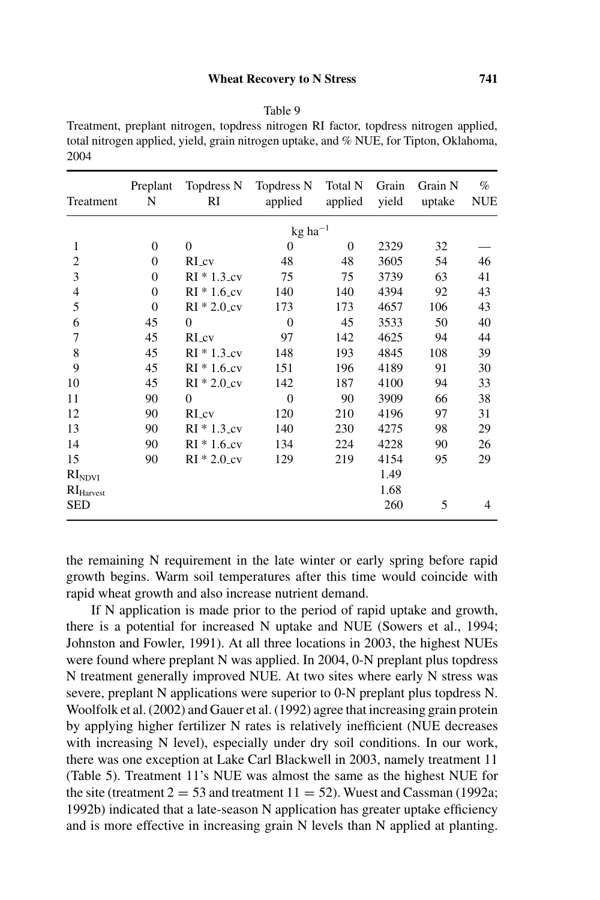Table 9

Treatment, preplant nitrogen, topdress nitrogen RI factor, topdress nitrogen applied, total nitrogen applied, yield, grain nitrogen uptake, and % NUE, for Tipton, Oklahoma, 2004

| Treatment | Preplant N | Topdress N RI | Topdress N applied | Total N applied | Grain yield | Grain N uptake | % NUE |
|---|---|---|---|---|---|---|---|
| | | | $kg\ ha^{-1}$ | | | | |
| 1 | 0 | 0 | 0 | 0 | 2329 | 32 | — |
| 2 | 0 | RI_cv | 48 | 48 | 3605 | 54 | 46 |
| 3 | 0 | RI * 1.3_cv | 75 | 75 | 3739 | 63 | 41 |
| 4 | 0 | RI * 1.6_cv | 140 | 140 | 4394 | 92 | 43 |
| 5 | 0 | RI * 2.0_cv | 173 | 173 | 4657 | 106 | 43 |
| 6 | 45 | 0 | 0 | 45 | 3533 | 50 | 40 |
| 7 | 45 | RI_cv | 97 | 142 | 4625 | 94 | 44 |
| 8 | 45 | RI * 1.3_cv | 148 | 193 | 4845 | 108 | 39 |
| 9 | 45 | RI * 1.6_cv | 151 | 196 | 4189 | 91 | 30 |
| 10 | 45 | RI * 2.0_cv | 142 | 187 | 4100 | 94 | 33 |
| 11 | 90 | 0 | 0 | 90 | 3909 | 66 | 38 |
| 12 | 90 | RI_cv | 120 | 210 | 4196 | 97 | 31 |
| 13 | 90 | RI * 1.3_cv | 140 | 230 | 4275 | 98 | 29 |
| 14 | 90 | RI * 1.6_cv | 134 | 224 | 4228 | 90 | 26 |
| 15 | 90 | RI * 2.0_cv | 129 | 219 | 4154 | 95 | 29 |
| $RI_{NDVI}$ | | | | | 1.49 | | |
| $RI_{Harvest}$ | | | | | 1.68 | | |
| SED | | | | | 260 | 5 | 4 |

the remaining N requirement in the late winter or early spring before rapid growth begins. Warm soil temperatures after this time would coincide with rapid wheat growth and also increase nutrient demand.

If N application is made prior to the period of rapid uptake and growth, there is a potential for increased N uptake and NUE (Sowers et al., 1994; Johnston and Fowler, 1991). At all three locations in 2003, the highest NUEs were found where preplant N was applied. In 2004, 0-N preplant plus topdress N treatment generally improved NUE. At two sites where early N stress was severe, preplant N applications were superior to 0-N preplant plus topdress N. Woolfolk et al. (2002) and Gauer et al. (1992) agree that increasing grain protein by applying higher fertilizer N rates is relatively inefficient (NUE decreases with increasing N level), especially under dry soil conditions. In our work, there was one exception at Lake Carl Blackwell in 2003, namely treatment 11 (Table 5). Treatment 11's NUE was almost the same as the highest NUE for the site (treatment 2 = 53 and treatment 11 = 52). Wuest and Cassman (1992a; 1992b) indicated that a late-season N application has greater uptake efficiency and is more effective in increasing grain N levels than N applied at planting.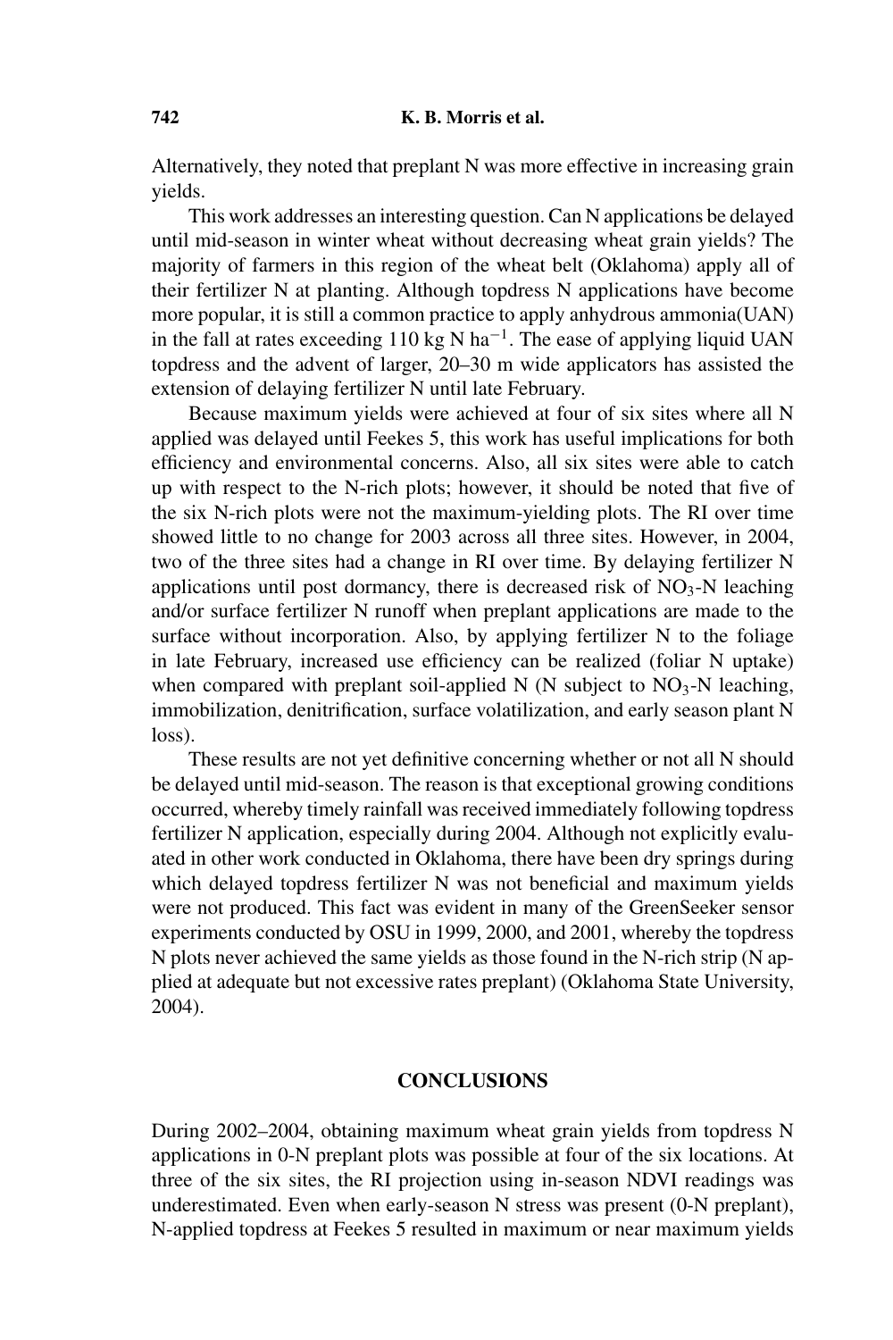Alternatively, they noted that preplant N was more effective in increasing grain yields.

This work addresses an interesting question. Can N applications be delayed until mid-season in winter wheat without decreasing wheat grain yields? The majority of farmers in this region of the wheat belt (Oklahoma) apply all of their fertilizer N at planting. Although topdress N applications have become more popular, it is still a common practice to apply anhydrous ammonia(UAN) in the fall at rates exceeding 110 kg N $ha^{-1}$. The ease of applying liquid UAN topdress and the advent of larger, 20–30 m wide applicators has assisted the extension of delaying fertilizer N until late February.

Because maximum yields were achieved at four of six sites where all N applied was delayed until Feekes 5, this work has useful implications for both efficiency and environmental concerns. Also, all six sites were able to catch up with respect to the N-rich plots; however, it should be noted that five of the six N-rich plots were not the maximum-yielding plots. The RI over time showed little to no change for 2003 across all three sites. However, in 2004, two of the three sites had a change in RI over time. By delaying fertilizer N applications until post dormancy, there is decreased risk of $NO_3$-N leaching and/or surface fertilizer N runoff when preplant applications are made to the surface without incorporation. Also, by applying fertilizer N to the foliage in late February, increased use efficiency can be realized (foliar N uptake) when compared with preplant soil-applied N (N subject to $NO_3$-N leaching, immobilization, denitrification, surface volatilization, and early season plant N loss).

These results are not yet definitive concerning whether or not all N should be delayed until mid-season. The reason is that exceptional growing conditions occurred, whereby timely rainfall was received immediately following topdress fertilizer N application, especially during 2004. Although not explicitly evaluated in other work conducted in Oklahoma, there have been dry springs during which delayed topdress fertilizer N was not beneficial and maximum yields were not produced. This fact was evident in many of the GreenSeeker sensor experiments conducted by OSU in 1999, 2000, and 2001, whereby the topdress N plots never achieved the same yields as those found in the N-rich strip (N applied at adequate but not excessive rates preplant) (Oklahoma State University, 2004).

## CONCLUSIONS

During 2002–2004, obtaining maximum wheat grain yields from topdress N applications in 0-N preplant plots was possible at four of the six locations. At three of the six sites, the RI projection using in-season NDVI readings was underestimated. Even when early-season N stress was present (0-N preplant), N-applied topdress at Feekes 5 resulted in maximum or near maximum yields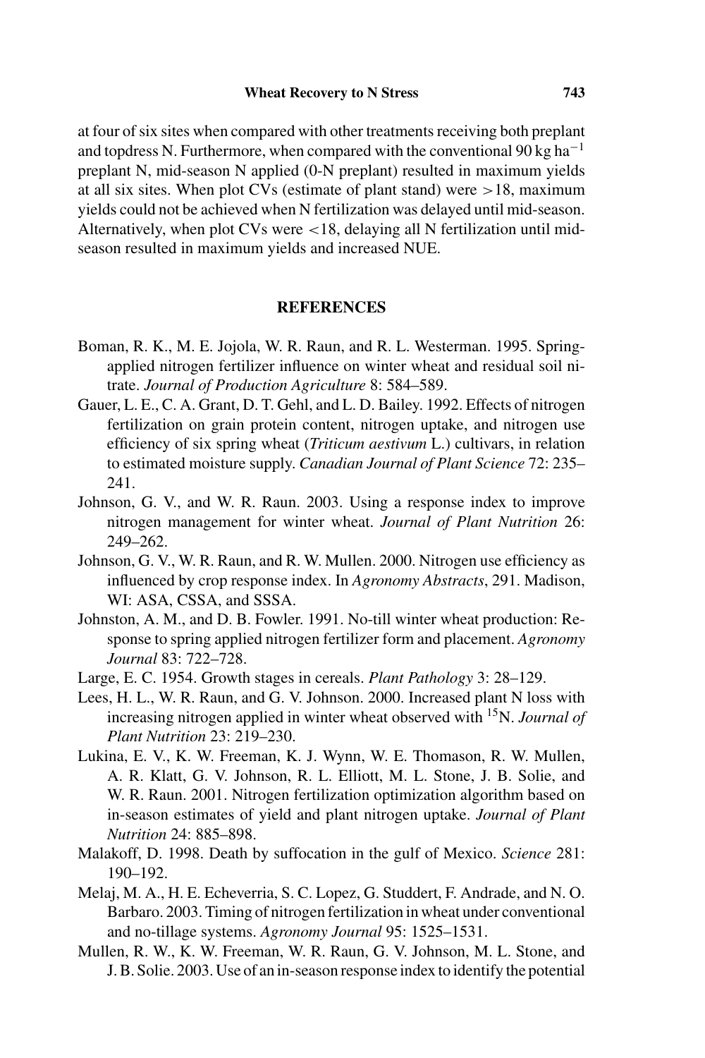at four of six sites when compared with other treatments receiving both preplant and topdress N. Furthermore, when compared with the conventional 90 kg ha$^{-1}$ preplant N, mid-season N applied (0-N preplant) resulted in maximum yields at all six sites. When plot CVs (estimate of plant stand) were >18, maximum yields could not be achieved when N fertilization was delayed until mid-season. Alternatively, when plot CVs were <18, delaying all N fertilization until mid-season resulted in maximum yields and increased NUE.

## REFERENCES

Boman, R. K., M. E. Jojola, W. R. Raun, and R. L. Westerman. 1995. Spring-applied nitrogen fertilizer influence on winter wheat and residual soil nitrate. *Journal of Production Agriculture* 8: 584–589.

Gauer, L. E., C. A. Grant, D. T. Gehl, and L. D. Bailey. 1992. Effects of nitrogen fertilization on grain protein content, nitrogen uptake, and nitrogen use efficiency of six spring wheat (*Triticum aestivum* L.) cultivars, in relation to estimated moisture supply. *Canadian Journal of Plant Science* 72: 235–241.

Johnson, G. V., and W. R. Raun. 2003. Using a response index to improve nitrogen management for winter wheat. *Journal of Plant Nutrition* 26: 249–262.

Johnson, G. V., W. R. Raun, and R. W. Mullen. 2000. Nitrogen use efficiency as influenced by crop response index. In *Agronomy Abstracts*, 291. Madison, WI: ASA, CSSA, and SSSA.

Johnston, A. M., and D. B. Fowler. 1991. No-till winter wheat production: Response to spring applied nitrogen fertilizer form and placement. *Agronomy Journal* 83: 722–728.

Large, E. C. 1954. Growth stages in cereals. *Plant Pathology* 3: 28–129.

Lees, H. L., W. R. Raun, and G. V. Johnson. 2000. Increased plant N loss with increasing nitrogen applied in winter wheat observed with $^{15}$N. *Journal of Plant Nutrition* 23: 219–230.

Lukina, E. V., K. W. Freeman, K. J. Wynn, W. E. Thomason, R. W. Mullen, A. R. Klatt, G. V. Johnson, R. L. Elliott, M. L. Stone, J. B. Solie, and W. R. Raun. 2001. Nitrogen fertilization optimization algorithm based on in-season estimates of yield and plant nitrogen uptake. *Journal of Plant Nutrition* 24: 885–898.

Malakoff, D. 1998. Death by suffocation in the gulf of Mexico. *Science* 281: 190–192.

Melaj, M. A., H. E. Echeverria, S. C. Lopez, G. Studdert, F. Andrade, and N. O. Barbaro. 2003. Timing of nitrogen fertilization in wheat under conventional and no-tillage systems. *Agronomy Journal* 95: 1525–1531.

Mullen, R. W., K. W. Freeman, W. Raun, G. V. Johnson, M. L. Stone, and J. B. Solie. 2003. Use of an in-season response index to identify the potential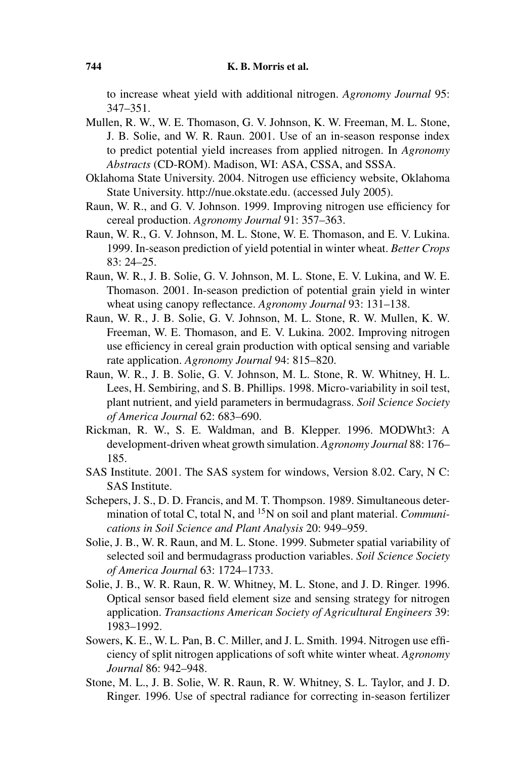to increase wheat yield with additional nitrogen. *Agronomy Journal* 95: 347–351.

Mullen, R. W., W. E. Thomason, G. V. Johnson, K. W. Freeman, M. L. Stone, J. B. Solie, and W. R. Raun. 2001. Use of an in-season response index to predict potential yield increases from applied nitrogen. In *Agronomy Abstracts* (CD-ROM). Madison, WI: ASA, CSSA, and SSSA.

Oklahoma State University. 2004. Nitrogen use efficiency website, Oklahoma State University. http://nue.okstate.edu. (accessed July 2005).

Raun, W. R., and G. V. Johnson. 1999. Improving nitrogen use efficiency for cereal production. *Agronomy Journal* 91: 357–363.

Raun, W. R., G. V. Johnson, M. L. Stone, W. E. Thomason, and E. V. Lukina. 1999. In-season prediction of yield potential in winter wheat. *Better Crops* 83: 24–25.

Raun, W. R., J. B. Solie, G. V. Johnson, M. L. Stone, E. V. Lukina, and W. E. Thomason. 2001. In-season prediction of potential grain yield in winter wheat using canopy reflectance. *Agronomy Journal* 93: 131–138.

Raun, W. R., J. B. Solie, G. V. Johnson, M. L. Stone, R. W. Mullen, K. W. Freeman, W. E. Thomason, and E. V. Lukina. 2002. Improving nitrogen use efficiency in cereal grain production with optical sensing and variable rate application. *Agronomy Journal* 94: 815–820.

Raun, W. R., J. B. Solie, G. V. Johnson, M. L. Stone, R. W. Whitney, H. L. Lees, H. Sembiring, and S. B. Phillips. 1998. Micro-variability in soil test, plant nutrient, and yield parameters in bermudagrass. *Soil Science Society of America Journal* 62: 683–690.

Rickman, R. W., S. E. Waldman, and B. Klepper. 1996. MODWht3: A development-driven wheat growth simulation. *Agronomy Journal* 88: 176–185.

SAS Institute. 2001. The SAS system for windows, Version 8.02. Cary, N C: SAS Institute.

Schepers, J. S., D. D. Francis, and M. T. Thompson. 1989. Simultaneous determination of total C, total N, and $^{15}N$ on soil and plant material. *Communications in Soil Science and Plant Analysis* 20: 949–959.

Solie, J. B., W. R. Raun, and M. L. Stone. 1999. Submeter spatial variability of selected soil and bermudagrass production variables. *Soil Science Society of America Journal* 63: 1724–1733.

Solie, J. B., W. R. Raun, R. W. Whitney, M. L. Stone, and J. D. Ringer. 1996. Optical sensor based field element size and sensing strategy for nitrogen application. *Transactions American Society of Agricultural Engineers* 39: 1983–1992.

Sowers, K. E., W. L. Pan, B. C. Miller, and J. L. Smith. 1994. Nitrogen use efficiency of split nitrogen applications of soft white winter wheat. *Agronomy Journal* 86: 942–948.

Stone, M. L., J. B. Solie, W. R. Raun, R. W. Whitney, S. L. Taylor, and J. D. Ringer. 1996. Use of spectral radiance for correcting in-season fertilizer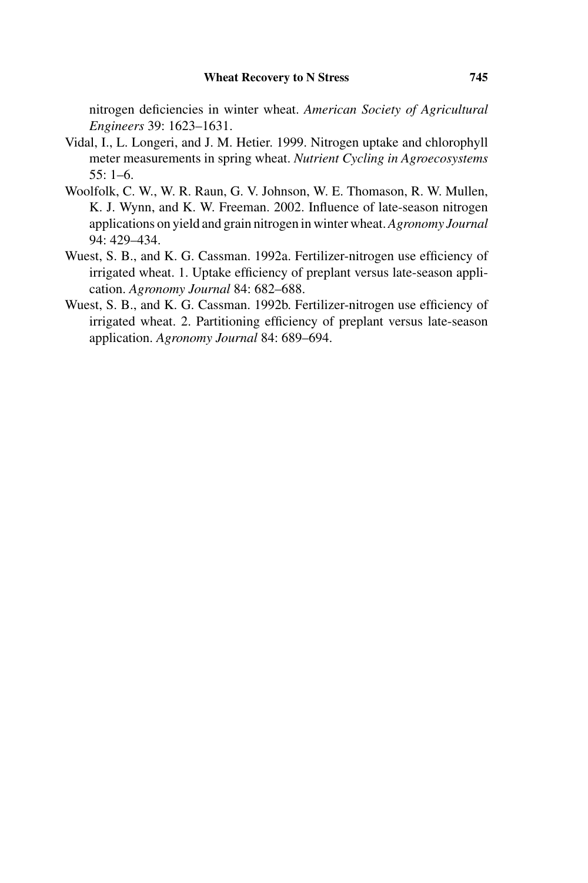nitrogen deficiencies in winter wheat. *American Society of Agricultural Engineers* 39: 1623–1631.

Vidal, I., L. Longeri, and J. M. Hetier. 1999. Nitrogen uptake and chlorophyll meter measurements in spring wheat. *Nutrient Cycling in Agroecosystems* 55: 1–6.

Woolfolk, C. W., W. R. Raun, G. V. Johnson, W. E. Thomason, R. W. Mullen, K. J. Wynn, and K. W. Freeman. 2002. Influence of late-season nitrogen applications on yield and grain nitrogen in winter wheat. *Agronomy Journal* 94: 429–434.

Wuest, S. B., and K. G. Cassman. 1992a. Fertilizer-nitrogen use efficiency of irrigated wheat. 1. Uptake efficiency of preplant versus late-season application. *Agronomy Journal* 84: 682–688.

Wuest, S. B., and K. G. Cassman. 1992b. Fertilizer-nitrogen use efficiency of irrigated wheat. 2. Partitioning efficiency of preplant versus late-season application. *Agronomy Journal* 84: 689–694.